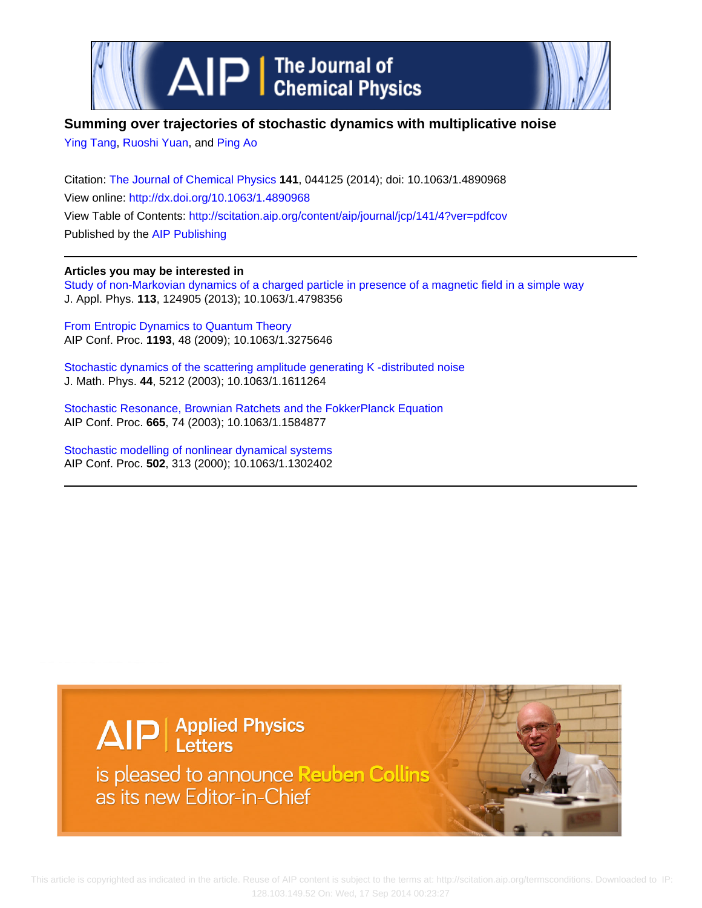# Summing over trajectories of stochastic dynamics with multiplicative noise

Ying Tang, Ruoshi Yuan, and Ping Ao

Citation: The Journal of Chemical Physics **141**, 044125 (2014); doi: 10.1063/1.4890968

View online: http://dx.doi.org/10.1063/1.4890968

View Table of Contents: http://scitation.aip.org/content/aip/journal/jcp/141/4?ver=pdfcov

Published by the AIP Publishing

**Articles you may be interested in**

Study of non-Markovian dynamics of a charged particle in presence of a magnetic field in a simple way
J. Appl. Phys. **113**, 124905 (2013); 10.1063/1.4798356

From Entropic Dynamics to Quantum Theory
AIP Conf. Proc. **1193**, 48 (2009); 10.1063/1.3275646

Stochastic dynamics of the scattering amplitude generating K -distributed noise
J. Math. Phys. **44**, 5212 (2003); 10.1063/1.1611264

Stochastic Resonance, Brownian Ratchets and the FokkerPlanck Equation
AIP Conf. Proc. **665**, 74 (2003); 10.1063/1.1584877

Stochastic modelling of nonlinear dynamical systems
AIP Conf. Proc. **502**, 313 (2000); 10.1063/1.1302402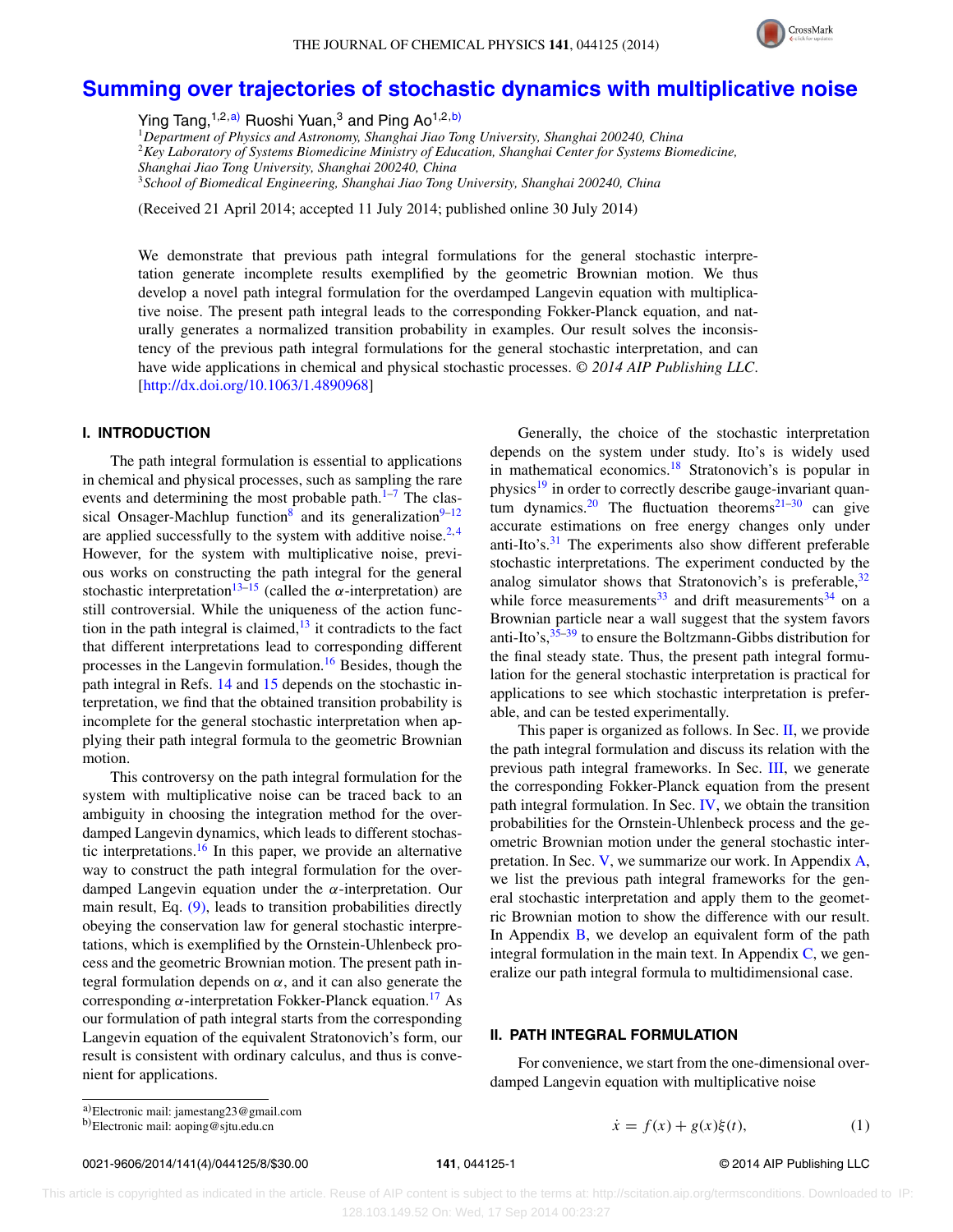# Summing over trajectories of stochastic dynamics with multiplicative noise

Ying Tang,[1,2,a)] Ruoshi Yuan,[3] and Ping Ao[1,2,b)]

[1]Department of Physics and Astronomy, Shanghai Jiao Tong University, Shanghai 200240, China
[2]Key Laboratory of Systems Biomedicine Ministry of Education, Shanghai Center for Systems Biomedicine, Shanghai Jiao Tong University, Shanghai 200240, China
[3]School of Biomedical Engineering, Shanghai Jiao Tong University, Shanghai 200240, China

(Received 21 April 2014; accepted 11 July 2014; published online 30 July 2014)

We demonstrate that previous path integral formulations for the general stochastic interpretation generate incomplete results exemplified by the geometric Brownian motion. We thus develop a novel path integral formulation for the overdamped Langevin equation with multiplicative noise. The present path integral leads to the corresponding Fokker-Planck equation, and naturally generates a normalized transition probability in examples. Our result solves the inconsistency of the previous path integral formulations for the general stochastic interpretation, and can have wide applications in chemical and physical stochastic processes. © *2014 AIP Publishing LLC*. [http://dx.doi.org/10.1063/1.4890968]

## I. INTRODUCTION

The path integral formulation is essential to applications in chemical and physical processes, such as sampling the rare events and determining the most probable path.[1–7] The classical Onsager-Machlup function[8] and its generalization[9–12] are applied successfully to the system with additive noise.[2,4] However, for the system with multiplicative noise, previous works on constructing the path integral for the general stochastic interpretation[13–15] (called the $\alpha$-interpretation) are still controversial. While the uniqueness of the action function in the path integral is claimed,[13] it contradicts to the fact that different interpretations lead to corresponding different processes in the Langevin formulation.[16] Besides, though the path integral in Refs. 14 and 15 depends on the stochastic interpretation, we find that the obtained transition probability is incomplete for the general stochastic interpretation when applying their path integral formula to the geometric Brownian motion.

This controversy on the path integral formulation for the system with multiplicative noise can be traced back to an ambiguity in choosing the integration method for the overdamped Langevin dynamics, which leads to different stochastic interpretations.[16] In this paper, we provide an alternative way to construct the path integral formulation for the overdamped Langevin equation under the $\alpha$-interpretation. Our main result, Eq. (9), leads to transition probabilities directly obeying the conservation law for general stochastic interpretations, which is exemplified by the Ornstein-Uhlenbeck process and the geometric Brownian motion. The present path integral formulation depends on $\alpha$, and it can also generate the corresponding $\alpha$-interpretation Fokker-Planck equation.[17] As our formulation of path integral starts from the corresponding Langevin equation of the equivalent Stratonovich's form, our result is consistent with ordinary calculus, and thus is convenient for applications.

Generally, the choice of the stochastic interpretation depends on the system under study. Ito's is widely used in mathematical economics.[18] Stratonovich's is popular in physics[19] in order to correctly describe gauge-invariant quantum dynamics.[20] The fluctuation theorems[21–30] can give accurate estimations on free energy changes only under anti-Ito's.[31] The experiments also show different preferable stochastic interpretations. The experiment conducted by the analog simulator shows that Stratonovich's is preferable,[32] while force measurements[33] and drift measurements[34] on a Brownian particle near a wall suggest that the system favors anti-Ito's,[35–39] to ensure the Boltzmann-Gibbs distribution for the final steady state. Thus, the present path integral formulation for the general stochastic interpretation is practical for applications to see which stochastic interpretation is preferable, and can be tested experimentally.

This paper is organized as follows. In Sec. II, we provide the path integral formulation and discuss its relation with the previous path integral frameworks. In Sec. III, we generate the corresponding Fokker-Planck equation from the present path integral formulation. In Sec. IV, we obtain the transition probabilities for the Ornstein-Uhlenbeck process and the geometric Brownian motion under the general stochastic interpretation. In Sec. V, we summarize our work. In Appendix A, we list the previous path integral frameworks for the general stochastic interpretation and apply them to the geometric Brownian motion to show the difference with our result. In Appendix B, we develop an equivalent form of the path integral formulation in the main text. In Appendix C, we generalize our path integral formula to multidimensional case.

## II. PATH INTEGRAL FORMULATION

For convenience, we start from the one-dimensional overdamped Langevin equation with multiplicative noise

$$\dot{x} = f(x) + g(x)\xi(t), \tag{1}$$

a)Electronic mail: jamestang23@gmail.com
b)Electronic mail: aoping@sjtu.edu.cn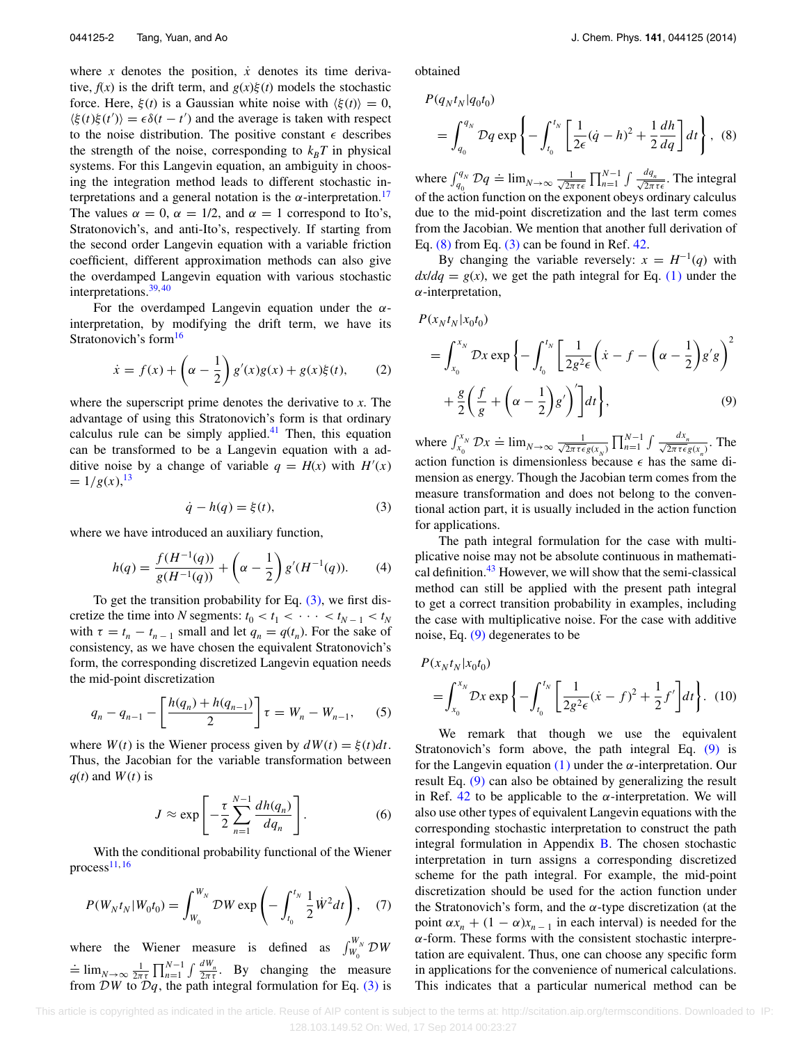where $x$ denotes the position, $\dot{x}$ denotes its time derivative, $f(x)$ is the drift term, and $g(x)\xi(t)$ models the stochastic force. Here, $\xi(t)$ is a Gaussian white noise with $\langle \xi(t) \rangle = 0$, $\langle \xi(t)\xi(t') \rangle = \epsilon\delta(t - t')$ and the average is taken with respect to the noise distribution. The positive constant $\epsilon$ describes the strength of the noise, corresponding to $k_B T$ in physical systems. For this Langevin equation, an ambiguity in choosing the integration method leads to different stochastic interpretations and a general notation is the $\alpha$-interpretation.[17] The values $\alpha = 0$, $\alpha = 1/2$, and $\alpha = 1$ correspond to Ito's, Stratonovich's, and anti-Ito's, respectively. If starting from the second order Langevin equation with a variable friction coefficient, different approximation methods can also give the overdamped Langevin equation with various stochastic interpretations.[39,40]

For the overdamped Langevin equation under the $\alpha$-interpretation, by modifying the drift term, we have its Stratonovich's form[16]

$$\dot{x} = f(x) + \left(\alpha - \frac{1}{2}\right) g'(x)g(x) + g(x)\xi(t), \tag{2}$$

where the superscript prime denotes the derivative to $x$. The advantage of using this Stratonovich's form is that ordinary calculus rule can be simply applied.[41] Then, this equation can be transformed to be a Langevin equation with a additive noise by a change of variable $q = H(x)$ with $H'(x) = 1/g(x)$,[13]

$$\dot{q} - h(q) = \xi(t), \tag{3}$$

where we have introduced an auxiliary function,

$$h(q) = \frac{f(H^{-1}(q))}{g(H^{-1}(q))} + \left(\alpha - \frac{1}{2}\right) g'(H^{-1}(q)). \tag{4}$$

To get the transition probability for Eq. (3), we first discretize the time into $N$ segments: $t_0 < t_1 < \cdots < t_{N-1} < t_N$ with $\tau = t_n - t_{n-1}$ small and let $q_n = q(t_n)$. For the sake of consistency, as we have chosen the equivalent Stratonovich's form, the corresponding discretized Langevin equation needs the mid-point discretization

$$q_n - q_{n-1} - \left[\frac{h(q_n) + h(q_{n-1})}{2}\right]\tau = W_n - W_{n-1}, \tag{5}$$

where $W(t)$ is the Wiener process given by $dW(t) = \xi(t)dt$. Thus, the Jacobian for the variable transformation between $q(t)$ and $W(t)$ is

$$J \approx \exp\left[-\frac{\tau}{2}\sum_{n=1}^{N-1}\frac{dh(q_n)}{dq_n}\right]. \tag{6}$$

With the conditional probability functional of the Wiener process[11,16]

$$P(W_N t_N | W_0 t_0) = \int_{W_0}^{W_N} \mathcal{D}W \exp\left(-\int_{t_0}^{t_N} \frac{1}{2}\dot{W}^2 dt\right), \tag{7}$$

where the Wiener measure is defined as $\int_{W_0}^{W_N}\mathcal{D}W \doteq \lim_{N\to\infty}\frac{1}{2\pi\tau}\prod_{n=1}^{N-1}\int\frac{dW_n}{2\pi\tau}$. By changing the measure from $\mathcal{D}W$ to $\mathcal{D}q$, the path integral formulation for Eq. (3) is obtained

$$P(q_N t_N | q_0 t_0) = \int_{q_0}^{q_N}\mathcal{D}q \exp\left\{-\int_{t_0}^{t_N}\left[\frac{1}{2\epsilon}(\dot{q} - h)^2 + \frac{1}{2}\frac{dh}{dq}\right]dt\right\}, \tag{8}$$

where $\int_{q_0}^{q_N}\mathcal{D}q \doteq \lim_{N\to\infty}\frac{1}{\sqrt{2\pi\tau\epsilon}}\prod_{n=1}^{N-1}\int\frac{dq_n}{\sqrt{2\pi\tau\epsilon}}$. The integral of the action function on the exponent obeys ordinary calculus due to the mid-point discretization and the last term comes from the Jacobian. We mention that another full derivation of Eq. (8) from Eq. (3) can be found in Ref. 42.

By changing the variable reversely: $x = H^{-1}(q)$ with $dx/dq = g(x)$, we get the path integral for Eq. (1) under the $\alpha$-interpretation,

$$P(x_N t_N | x_0 t_0) = \int_{x_0}^{x_N}\mathcal{D}x \exp\left\{-\int_{t_0}^{t_N}\left[\frac{1}{2g^2\epsilon}\left(\dot{x} - f - \left(\alpha - \frac{1}{2}\right)g'g\right)^2 + \frac{g}{2}\left(\frac{f}{g} + \left(\alpha - \frac{1}{2}\right)g'\right)'\right]dt\right\}, \tag{9}$$

where $\int_{x_0}^{x_N}\mathcal{D}x \doteq \lim_{N\to\infty}\frac{1}{\sqrt{2\pi\tau\epsilon}g(x_N)}\prod_{n=1}^{N-1}\int\frac{dx_n}{\sqrt{2\pi\tau\epsilon}g(x_n)}$. The action function is dimensionless because $\epsilon$ has the same dimension as energy. Though the Jacobian term comes from the measure transformation and does not belong to the conventional action part, it is usually included in the action function for applications.

The path integral formulation for the case with multiplicative noise may not be absolute continuous in mathematical definition.[43] However, we will show that the semi-classical method can still be applied with the present path integral to get a correct transition probability in examples, including the case with multiplicative noise. For the case with additive noise, Eq. (9) degenerates to be

$$P(x_N t_N | x_0 t_0) = \int_{x_0}^{x_N}\mathcal{D}x \exp\left\{-\int_{t_0}^{t_N}\left[\frac{1}{2g^2\epsilon}(\dot{x} - f)^2 + \frac{1}{2}f'\right]dt\right\}. \tag{10}$$

We remark that though we use the equivalent Stratonovich's form above, the path integral Eq. (9) is for the Langevin equation (1) under the $\alpha$-interpretation. Our result Eq. (9) can also be obtained by generalizing the result in Ref. 42 to be applicable to the $\alpha$-interpretation. We will also use other types of equivalent Langevin equations with the corresponding stochastic interpretation to construct the path integral formulation in Appendix B. The chosen stochastic interpretation in turn assigns a corresponding discretized scheme for the path integral. For example, the mid-point discretization should be used for the action function under the Stratonovich's form, and the $\alpha$-type discretization (at the point $\alpha x_n + (1 - \alpha)x_{n-1}$ in each interval) is needed for the $\alpha$-form. These forms with the consistent stochastic interpretation are equivalent. Thus, one can choose any specific form in applications for the convenience of numerical calculations. This indicates that a particular numerical method can be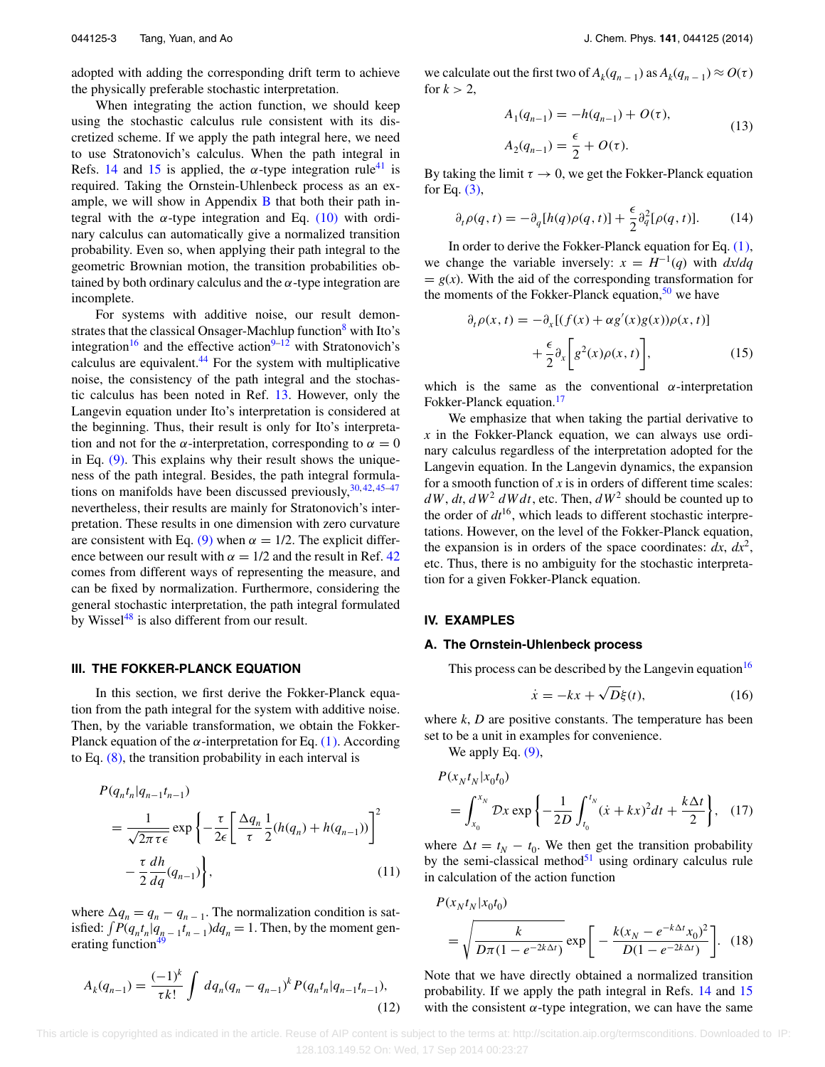adopted with adding the corresponding drift term to achieve the physically preferable stochastic interpretation.

When integrating the action function, we should keep using the stochastic calculus rule consistent with its discretized scheme. If we apply the path integral here, we need to use Stratonovich's calculus. When the path integral in Refs. 14 and 15 is applied, the $\alpha$-type integration rule[41] is required. Taking the Ornstein-Uhlenbeck process as an example, we will show in Appendix B that both their path integral with the $\alpha$-type integration and Eq. (10) with ordinary calculus can automatically give a normalized transition probability. Even so, when applying their path integral to the geometric Brownian motion, the transition probabilities obtained by both ordinary calculus and the $\alpha$-type integration are incomplete.

For systems with additive noise, our result demonstrates that the classical Onsager-Machlup function[8] with Ito's integration[16] and the effective action[9–12] with Stratonovich's calculus are equivalent.[44] For the system with multiplicative noise, the consistency of the path integral and the stochastic calculus has been noted in Ref. 13. However, only the Langevin equation under Ito's interpretation is considered at the beginning. Thus, their result is only for Ito's interpretation and not for the $\alpha$-interpretation, corresponding to $\alpha = 0$ in Eq. (9). This explains why their result shows the uniqueness of the path integral. Besides, the path integral formulations on manifolds have been discussed previously,[30,42,45–47] nevertheless, their results are mainly for Stratonovich's interpretation. These results in one dimension with zero curvature are consistent with Eq. (9) when $\alpha = 1/2$. The explicit difference between our result with $\alpha = 1/2$ and the result in Ref. 42 comes from different ways of representing the measure, and can be fixed by normalization. Furthermore, considering the general stochastic interpretation, the path integral formulated by Wissel[48] is also different from our result.

## III. THE FOKKER-PLANCK EQUATION

In this section, we first derive the Fokker-Planck equation from the path integral for the system with additive noise. Then, by the variable transformation, we obtain the Fokker-Planck equation of the $\alpha$-interpretation for Eq. (1). According to Eq. (8), the transition probability in each interval is

$$
\begin{aligned}
P(q_n t_n | q_{n-1} t_{n-1}) &= \frac{1}{\sqrt{2\pi\tau\epsilon}} \exp\left\{ -\frac{\tau}{2\epsilon}\left[\frac{\Delta q_n}{\tau} \frac{1}{2}(h(q_n) + h(q_{n-1}))\right]^2 \right. \\
&\quad \left. - \frac{\tau}{2}\frac{dh}{dq}(q_{n-1}) \right\},
\end{aligned}
\tag{11}
$$

where $\Delta q_n = q_n - q_{n-1}$. The normalization condition is satisfied: $\int P(q_n t_n | q_{n-1} t_{n-1}) dq_n = 1$. Then, by the moment generating function[49]

$$
A_k(q_{n-1}) = \frac{(-1)^k}{\tau k!} \int dq_n (q_n - q_{n-1})^k P(q_n t_n | q_{n-1} t_{n-1}),
\tag{12}
$$

we calculate out the first two of $A_k(q_{n-1})$ as $A_k(q_{n-1}) \approx O(\tau)$ for $k > 2$,

$$
\begin{aligned}
A_1(q_{n-1}) &= -h(q_{n-1}) + O(\tau), \\
A_2(q_{n-1}) &= \frac{\epsilon}{2} + O(\tau).
\end{aligned}
\tag{13}
$$

By taking the limit $\tau \to 0$, we get the Fokker-Planck equation for Eq. (3),

$$
\partial_t \rho(q,t) = -\partial_q[h(q)\rho(q,t)] + \frac{\epsilon}{2}\partial_q^2[\rho(q,t)].
\tag{14}
$$

In order to derive the Fokker-Planck equation for Eq. (1), we change the variable inversely: $x = H^{-1}(q)$ with $dx/dq = g(x)$. With the aid of the corresponding transformation for the moments of the Fokker-Planck equation,[50] we have

$$
\begin{aligned}
\partial_t \rho(x,t) &= -\partial_x[(f(x) + \alpha g'(x)g(x))\rho(x,t)] \\
&\quad + \frac{\epsilon}{2}\partial_x\left[g^2(x)\rho(x,t)\right],
\end{aligned}
\tag{15}
$$

which is the same as the conventional $\alpha$-interpretation Fokker-Planck equation.[17]

We emphasize that when taking the partial derivative to $x$ in the Fokker-Planck equation, we can always use ordinary calculus regardless of the interpretation adopted for the Langevin equation. In the Langevin dynamics, the expansion for a smooth function of $x$ is in orders of different time scales: $dW$, $dt$, $dW^2$ $dWdt$, etc. Then, $dW^2$ should be counted up to the order of $dt$[16], which leads to different stochastic interpretations. However, on the level of the Fokker-Planck equation, the expansion is in orders of the space coordinates: $dx$, $dx^2$, etc. Thus, there is no ambiguity for the stochastic interpretation for a given Fokker-Planck equation.

## IV. EXAMPLES

### A. The Ornstein-Uhlenbeck process

This process can be described by the Langevin equation[16]

$$
\dot{x} = -kx + \sqrt{D}\xi(t),
\tag{16}
$$

where $k$, $D$ are positive constants. The temperature has been set to be a unit in examples for convenience.

We apply Eq. (9),

$$
\begin{aligned}
P(x_N t_N | x_0 t_0) &= \int_{x_0}^{x_N} \mathcal{D}x \exp\left\{ -\frac{1}{2D}\int_{t_0}^{t_N} (\dot{x} + kx)^2 dt + \frac{k\Delta t}{2} \right\},
\end{aligned}
\tag{17}
$$

where $\Delta t = t_N - t_0$. We then get the transition probability by the semi-classical method[51] using ordinary calculus rule in calculation of the action function

$$
P(x_N t_N | x_0 t_0) = \sqrt{\frac{k}{D\pi(1 - e^{-2k\Delta t})}} \exp\left[ -\frac{k(x_N - e^{-k\Delta t}x_0)^2}{D(1 - e^{-2k\Delta t})} \right].
\tag{18}
$$

Note that we have directly obtained a normalized transition probability. If we apply the path integral in Refs. 14 and 15 with the consistent $\alpha$-type integration, we can have the same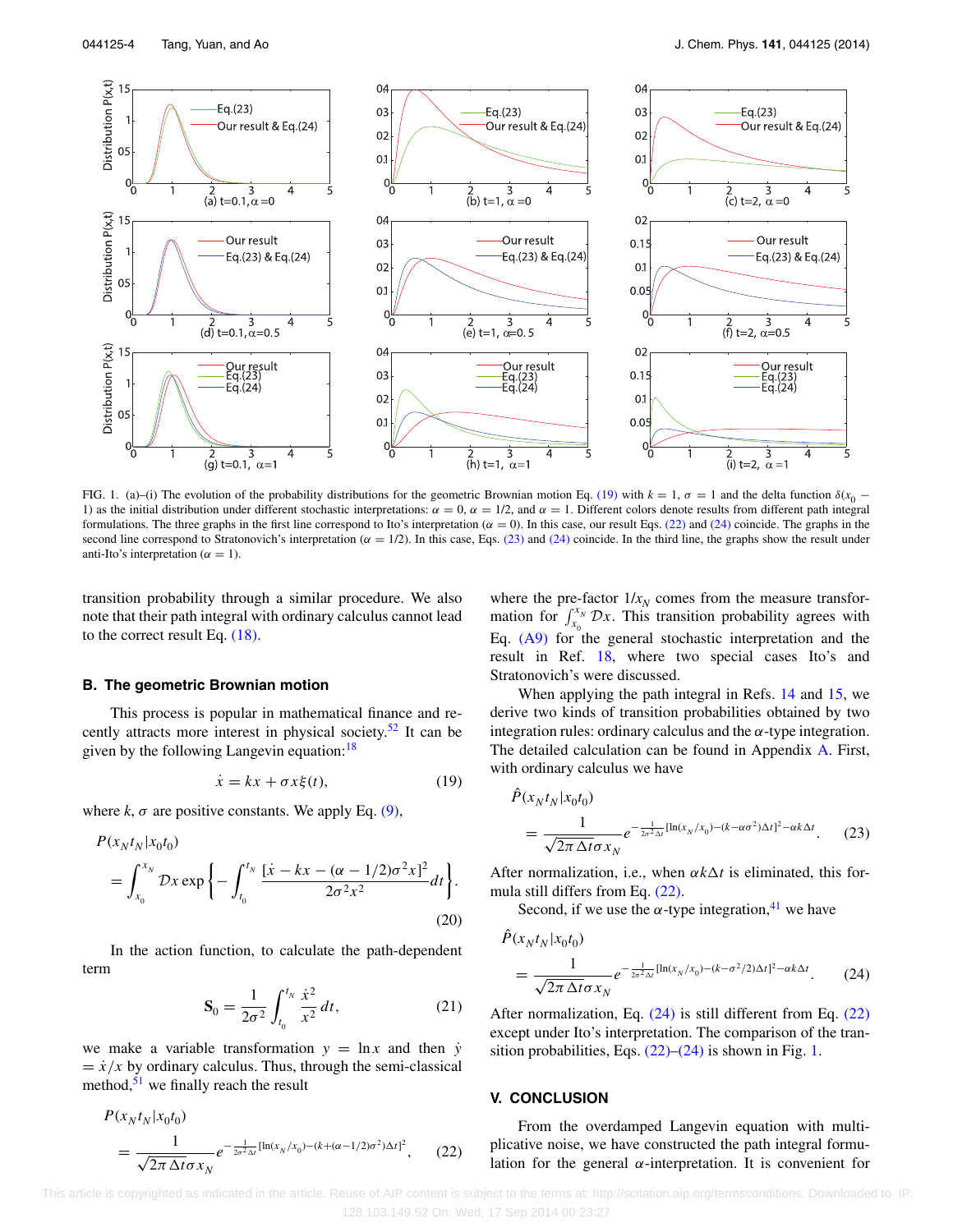FIG. 1. (a)–(i) The evolution of the probability distributions for the geometric Brownian motion Eq. (19) with $k = 1$, $\sigma = 1$ and the delta function $\delta(x_0 - 1)$ as the initial distribution under different stochastic interpretations: $\alpha = 0$, $\alpha = 1/2$, and $\alpha = 1$. Different colors denote results from different path integral formulations. The three graphs in the first line correspond to Ito's interpretation ($\alpha = 0$). In this case, our result Eqs. (22) and (24) coincide. The graphs in the second line correspond to Stratonovich's interpretation ($\alpha = 1/2$). In this case, Eqs. (23) and (24) coincide. In the third line, the graphs show the result under anti-Ito's interpretation ($\alpha = 1$).

transition probability through a similar procedure. We also note that their path integral with ordinary calculus cannot lead to the correct result Eq. (18).

### B. The geometric Brownian motion

This process is popular in mathematical finance and recently attracts more interest in physical society.[52] It can be given by the following Langevin equation:[18]

$$\dot{x} = kx + \sigma x \xi(t), \tag{19}$$

where $k$, $\sigma$ are positive constants. We apply Eq. (9),

$$P(x_N t_N | x_0 t_0) = \int_{x_0}^{x_N} \mathcal{D}x \exp\left\{-\int_{t_0}^{t_N} \frac{[\dot{x} - kx - (\alpha - 1/2)\sigma^2 x]^2}{2\sigma^2 x^2} dt\right\}. \tag{20}$$

In the action function, to calculate the path-dependent term

$$\mathbf{S}_0 = \frac{1}{2\sigma^2}\int_{t_0}^{t_N} \frac{\dot{x}^2}{x^2} dt, \tag{21}$$

we make a variable transformation $y = \ln x$ and then $\dot{y} = \dot{x}/x$ by ordinary calculus. Thus, through the semi-classical method,[51] we finally reach the result

$$P(x_N t_N | x_0 t_0) = \frac{1}{\sqrt{2\pi \Delta t}\sigma x_N} e^{-\frac{1}{2\sigma^2 \Delta t}[\ln(x_N/x_0) - (k + (\alpha - 1/2)\sigma^2)\Delta t]^2}, \tag{22}$$

where the pre-factor $1/x_N$ comes from the measure transformation for $\int_{x_0}^{x_N} \mathcal{D}x$. This transition probability agrees with Eq. (A9) for the general stochastic interpretation and the result in Ref. 18, where two special cases Ito's and Stratonovich's were discussed.

When applying the path integral in Refs. 14 and 15, we derive two kinds of transition probabilities obtained by two integration rules: ordinary calculus and the $\alpha$-type integration. The detailed calculation can be found in Appendix A. First, with ordinary calculus we have

$$\hat{P}(x_N t_N | x_0 t_0) = \frac{1}{\sqrt{2\pi \Delta t}\sigma x_N} e^{-\frac{1}{2\sigma^2 \Delta t}[\ln(x_N/x_0) - (k - \alpha\sigma^2)\Delta t]^2 - \alpha k \Delta t}. \tag{23}$$

After normalization, i.e., when $\alpha k \Delta t$ is eliminated, this formula still differs from Eq. (22).

Second, if we use the $\alpha$-type integration,[41] we have

$$\hat{P}(x_N t_N | x_0 t_0) = \frac{1}{\sqrt{2\pi \Delta t}\sigma x_N} e^{-\frac{1}{2\sigma^2 \Delta t}[\ln(x_N/x_0) - (k - \sigma^2/2)\Delta t]^2 - \alpha k \Delta t}. \tag{24}$$

After normalization, Eq. (24) is still different from Eq. (22) except under Ito's interpretation. The comparison of the transition probabilities, Eqs. (22)–(24) is shown in Fig. 1.

## V. CONCLUSION

From the overdamped Langevin equation with multiplicative noise, we have constructed the path integral formulation for the general $\alpha$-interpretation. It is convenient for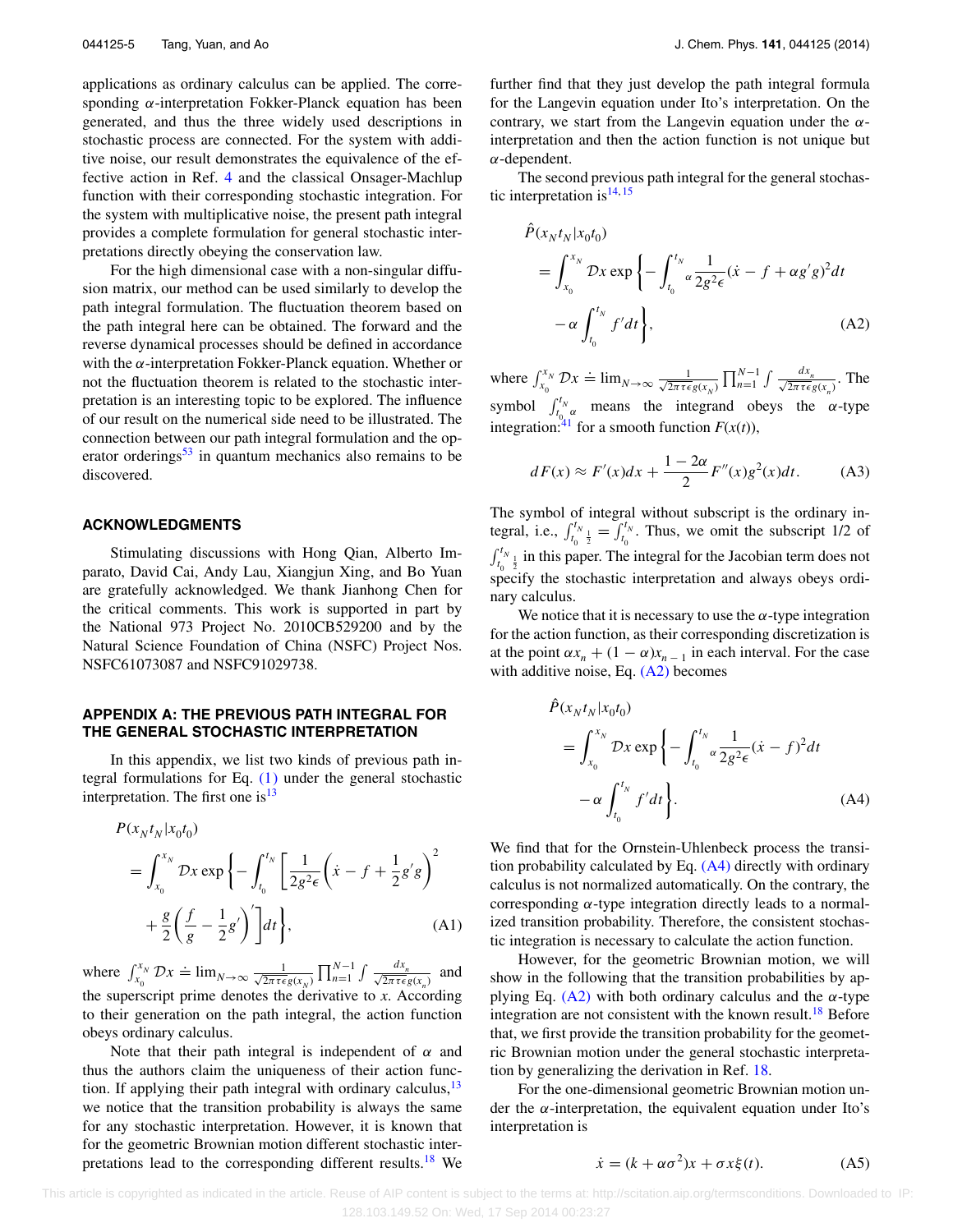applications as ordinary calculus can be applied. The corresponding $\alpha$-interpretation Fokker-Planck equation has been generated, and thus the three widely used descriptions in stochastic process are connected. For the system with additive noise, our result demonstrates the equivalence of the effective action in Ref. 4 and the classical Onsager-Machlup function with their corresponding stochastic integration. For the system with multiplicative noise, the present path integral provides a complete formulation for general stochastic interpretations directly obeying the conservation law.

For the high dimensional case with a non-singular diffusion matrix, our method can be used similarly to develop the path integral formulation. The fluctuation theorem based on the path integral here can be obtained. The forward and the reverse dynamical processes should be defined in accordance with the $\alpha$-interpretation Fokker-Planck equation. Whether or not the fluctuation theorem is related to the stochastic interpretation is an interesting topic to be explored. The influence of our result on the numerical side need to be illustrated. The connection between our path integral formulation and the operator orderings[53] in quantum mechanics also remains to be discovered.

## ACKNOWLEDGMENTS

Stimulating discussions with Hong Qian, Alberto Imparato, David Cai, Andy Lau, Xiangjun Xing, and Bo Yuan are gratefully acknowledged. We thank Jianhong Chen for the critical comments. This work is supported in part by the National 973 Project No. 2010CB529200 and by the Natural Science Foundation of China (NSFC) Project Nos. NSFC61073087 and NSFC91029738.

## APPENDIX A: THE PREVIOUS PATH INTEGRAL FOR THE GENERAL STOCHASTIC INTERPRETATION

In this appendix, we list two kinds of previous path integral formulations for Eq. (1) under the general stochastic interpretation. The first one is[13]

$$
\begin{aligned}
P(x_N t_N | x_0 t_0) &= \int_{x_0}^{x_N} \mathcal{D}x \exp\left\{ -\int_{t_0}^{t_N} \left[ \frac{1}{2g^2\epsilon}\left(\dot{x} - f + \frac{1}{2}g'g\right)^2 \right.\right. \\
&\quad \left.\left. + \frac{g}{2}\left(\frac{f}{g} - \frac{1}{2}g'\right)' \right] dt \right\},
\end{aligned} \tag{A1}
$$

where $\int_{x_0}^{x_N} \mathcal{D}x \doteq \lim_{N\to\infty} \frac{1}{\sqrt{2\pi\tau\epsilon g(x_N)}} \prod_{n=1}^{N-1} \int \frac{dx_n}{\sqrt{2\pi\tau\epsilon g(x_n)}}$ and the superscript prime denotes the derivative to $x$. According to their generation on the path integral, the action function obeys ordinary calculus.

Note that their path integral is independent of $\alpha$ and thus the authors claim the uniqueness of their action function. If applying their path integral with ordinary calculus,[13] we notice that the transition probability is always the same for any stochastic interpretation. However, it is known that for the geometric Brownian motion different stochastic interpretations lead to the corresponding different results.[18] We further find that they just develop the path integral formula for the Langevin equation under Ito's interpretation. On the contrary, we start from the Langevin equation under the $\alpha$-interpretation and then the action function is not unique but $\alpha$-dependent.

The second previous path integral for the general stochastic interpretation is[14,15]

$$
\begin{aligned}
\hat{P}(x_N t_N | x_0 t_0) &= \int_{x_0}^{x_N} \mathcal{D}x \exp\left\{ -\int_{t_0}^{t_N}{}_{\alpha} \frac{1}{2g^2\epsilon}(\dot{x} - f + \alpha g'g)^2 dt \right. \\
&\quad \left. - \alpha\int_{t_0}^{t_N} f' dt \right\},
\end{aligned} \tag{A2}
$$

where $\int_{x_0}^{x_N} \mathcal{D}x \doteq \lim_{N\to\infty} \frac{1}{\sqrt{2\pi\tau\epsilon g(x_N)}} \prod_{n=1}^{N-1} \int \frac{dx_n}{\sqrt{2\pi\tau\epsilon g(x_n)}}$. The symbol $\int_{t_0}^{t_N}{}_{\alpha}$ means the integrand obeys the $\alpha$-type integration:[41] for a smooth function $F(x(t))$,

$$
dF(x) \approx F'(x)dx + \frac{1-2\alpha}{2}F''(x)g^2(x)dt. \tag{A3}
$$

The symbol of integral without subscript is the ordinary integral, i.e., $\int_{t_0}^{t_N}{}_{\frac{1}{2}} = \int_{t_0}^{t_N}$. Thus, we omit the subscript 1/2 of $\int_{t_0}^{t_N}{}_{\frac{1}{2}}$ in this paper. The integral for the Jacobian term does not specify the stochastic interpretation and always obeys ordinary calculus.

We notice that it is necessary to use the $\alpha$-type integration for the action function, as their corresponding discretization is at the point $\alpha x_n + (1-\alpha)x_{n-1}$ in each interval. For the case with additive noise, Eq. (A2) becomes

$$
\begin{aligned}
\hat{P}(x_N t_N | x_0 t_0) &= \int_{x_0}^{x_N} \mathcal{D}x \exp\left\{ -\int_{t_0}^{t_N}{}_{\alpha} \frac{1}{2g^2\epsilon}(\dot{x} - f)^2 dt \right. \\
&\quad \left. - \alpha\int_{t_0}^{t_N} f' dt \right\}.
\end{aligned} \tag{A4}
$$

We find that for the Ornstein-Uhlenbeck process the transition probability calculated by Eq. (A4) directly with ordinary calculus is not normalized automatically. On the contrary, the corresponding $\alpha$-type integration directly leads to a normalized transition probability. Therefore, the consistent stochastic integration is necessary to calculate the action function.

However, for the geometric Brownian motion, we will show in the following that the transition probabilities by applying Eq. (A2) with both ordinary calculus and the $\alpha$-type integration are not consistent with the known result.[18] Before that, we first provide the transition probability for the geometric Brownian motion under the general stochastic interpretation by generalizing the derivation in Ref. 18.

For the one-dimensional geometric Brownian motion under the $\alpha$-interpretation, the equivalent equation under Ito's interpretation is

$$
\dot{x} = (k + \alpha\sigma^2)x + \sigma x\xi(t). \tag{A5}
$$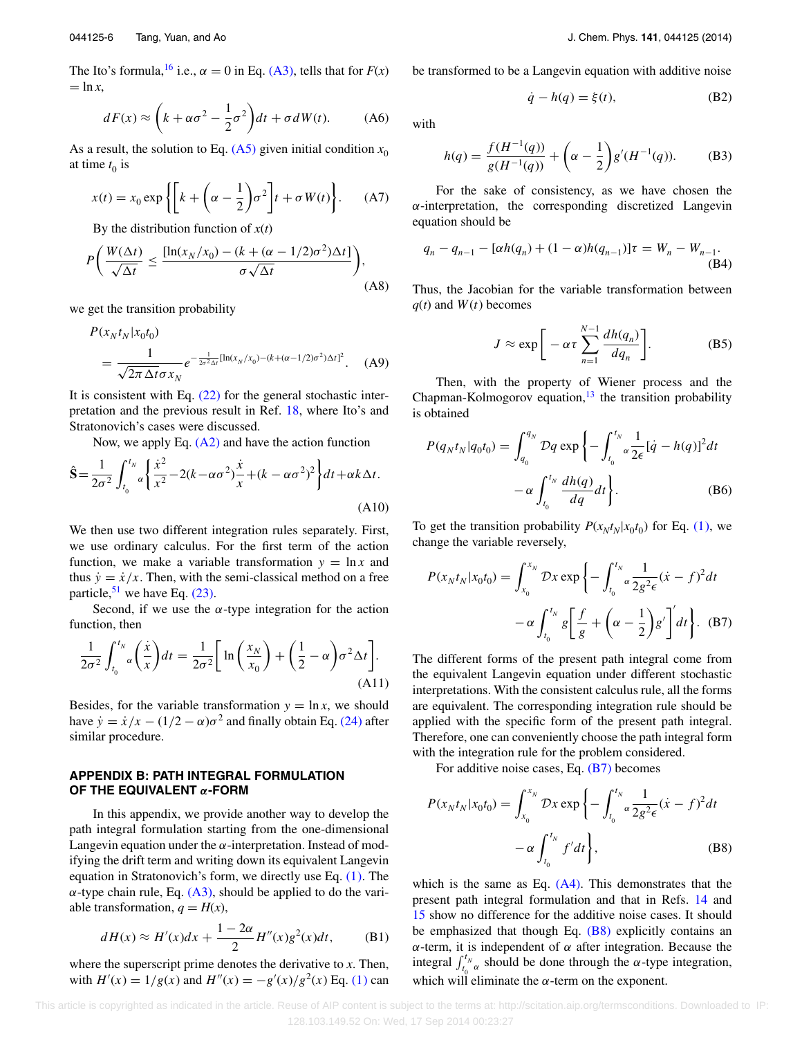The Ito's formula,[16] i.e., $\alpha = 0$ in Eq. (A3), tells that for $F(x) = \ln x$,

$$dF(x) \approx \left(k + \alpha\sigma^2 - \frac{1}{2}\sigma^2\right)dt + \sigma dW(t). \tag{A6}$$

As a result, the solution to Eq. (A5) given initial condition $x_0$ at time $t_0$ is

$$x(t) = x_0 \exp\left\{\left[k + \left(\alpha - \frac{1}{2}\right)\sigma^2\right]t + \sigma W(t)\right\}. \tag{A7}$$

By the distribution function of $x(t)$

$$P\left(\frac{W(\Delta t)}{\sqrt{\Delta t}} \leq \frac{[\ln(x_N/x_0) - (k + (\alpha - 1/2)\sigma^2)\Delta t]}{\sigma\sqrt{\Delta t}}\right), \tag{A8}$$

we get the transition probability

$$P(x_N t_N | x_0 t_0) = \frac{1}{\sqrt{2\pi\Delta t}\sigma x_N} e^{-\frac{1}{2\sigma^2\Delta t}[\ln(x_N/x_0) - (k + (\alpha - 1/2)\sigma^2)\Delta t]^2}. \tag{A9}$$

It is consistent with Eq. (22) for the general stochastic interpretation and the previous result in Ref. 18, where Ito's and Stratonovich's cases were discussed.

Now, we apply Eq. (A2) and have the action function

$$\hat{\mathbf{S}} = \frac{1}{2\sigma^2}\int_{t_0}^{t_N}{}_{\alpha}\left\{\frac{\dot{x}^2}{x^2} - 2(k - \alpha\sigma^2)\frac{\dot{x}}{x} + (k - \alpha\sigma^2)^2\right\}dt + \alpha k\Delta t. \tag{A10}$$

We then use two different integration rules separately. First, we use ordinary calculus. For the first term of the action function, we make a variable transformation $y = \ln x$ and thus $\dot{y} = \dot{x}/x$. Then, with the semi-classical method on a free particle,[51] we have Eq. (23).

Second, if we use the $\alpha$-type integration for the action function, then

$$\frac{1}{2\sigma^2}\int_{t_0}^{t_N}{}_{\alpha}\left(\frac{\dot{x}}{x}\right)dt = \frac{1}{2\sigma^2}\left[\ln\left(\frac{x_N}{x_0}\right) + \left(\frac{1}{2} - \alpha\right)\sigma^2\Delta t\right]. \tag{A11}$$

Besides, for the variable transformation $y = \ln x$, we should have $\dot{y} = \dot{x}/x - (1/2 - \alpha)\sigma^2$ and finally obtain Eq. (24) after similar procedure.

## APPENDIX B: PATH INTEGRAL FORMULATION OF THE EQUIVALENT $\alpha$-FORM

In this appendix, we provide another way to develop the path integral formulation starting from the one-dimensional Langevin equation under the $\alpha$-interpretation. Instead of modifying the drift term and writing down its equivalent Langevin equation in Stratonovich's form, we directly use Eq. (1). The $\alpha$-type chain rule, Eq. (A3), should be applied to do the variable transformation, $q = H(x)$,

$$dH(x) \approx H'(x)dx + \frac{1 - 2\alpha}{2}H''(x)g^2(x)dt, \tag{B1}$$

where the superscript prime denotes the derivative to $x$. Then, with $H'(x) = 1/g(x)$ and $H''(x) = -g'(x)/g^2(x)$ Eq. (1) can be transformed to be a Langevin equation with additive noise

$$\dot{q} - h(q) = \xi(t), \tag{B2}$$

with

$$h(q) = \frac{f(H^{-1}(q))}{g(H^{-1}(q))} + \left(\alpha - \frac{1}{2}\right)g'(H^{-1}(q)). \tag{B3}$$

For the sake of consistency, as we have chosen the $\alpha$-interpretation, the corresponding discretized Langevin equation should be

$$q_n - q_{n-1} - [\alpha h(q_n) + (1 - \alpha)h(q_{n-1})]\tau = W_n - W_{n-1}. \tag{B4}$$

Thus, the Jacobian for the variable transformation between $q(t)$ and $W(t)$ becomes

$$J \approx \exp\left[-\alpha\tau\sum_{n=1}^{N-1}\frac{dh(q_n)}{dq_n}\right]. \tag{B5}$$

Then, with the property of Wiener process and the Chapman-Kolmogorov equation,[13] the transition probability is obtained

$$P(q_N t_N | q_0 t_0) = \int_{q_0}^{q_N}\mathcal{D}q \exp\left\{-\int_{t_0}^{t_N}{}_{\alpha}\frac{1}{2\epsilon}[\dot{q} - h(q)]^2 dt - \alpha\int_{t_0}^{t_N}\frac{dh(q)}{dq}dt\right\}. \tag{B6}$$

To get the transition probability $P(x_N t_N | x_0 t_0)$ for Eq. (1), we change the variable reversely,

$$P(x_N t_N | x_0 t_0) = \int_{x_0}^{x_N}\mathcal{D}x \exp\left\{-\int_{t_0}^{t_N}{}_{\alpha}\frac{1}{2g^2\epsilon}(\dot{x} - f)^2 dt - \alpha\int_{t_0}^{t_N} g\left[\frac{f}{g} + \left(\alpha - \frac{1}{2}\right)g'\right]' dt\right\}. \tag{B7}$$

The different forms of the present path integral come from the equivalent Langevin equation under different stochastic interpretations. With the consistent calculus rule, all the forms are equivalent. The corresponding integration rule should be applied with the specific form of the present path integral. Therefore, one can conveniently choose the path integral form with the integration rule for the problem considered.

For additive noise cases, Eq. (B7) becomes

$$P(x_N t_N | x_0 t_0) = \int_{x_0}^{x_N}\mathcal{D}x \exp\left\{-\int_{t_0}^{t_N}{}_{\alpha}\frac{1}{2g^2\epsilon}(\dot{x} - f)^2 dt - \alpha\int_{t_0}^{t_N} f' dt\right\}, \tag{B8}$$

which is the same as Eq. (A4). This demonstrates that the present path integral formulation and that in Refs. 14 and 15 show no difference for the additive noise cases. It should be emphasized that though Eq. (B8) explicitly contains an $\alpha$-term, it is independent of $\alpha$ after integration. Because the integral $\int_{t_0}^{t_N}{}_{\alpha}$ should be done through the $\alpha$-type integration, which will eliminate the $\alpha$-term on the exponent.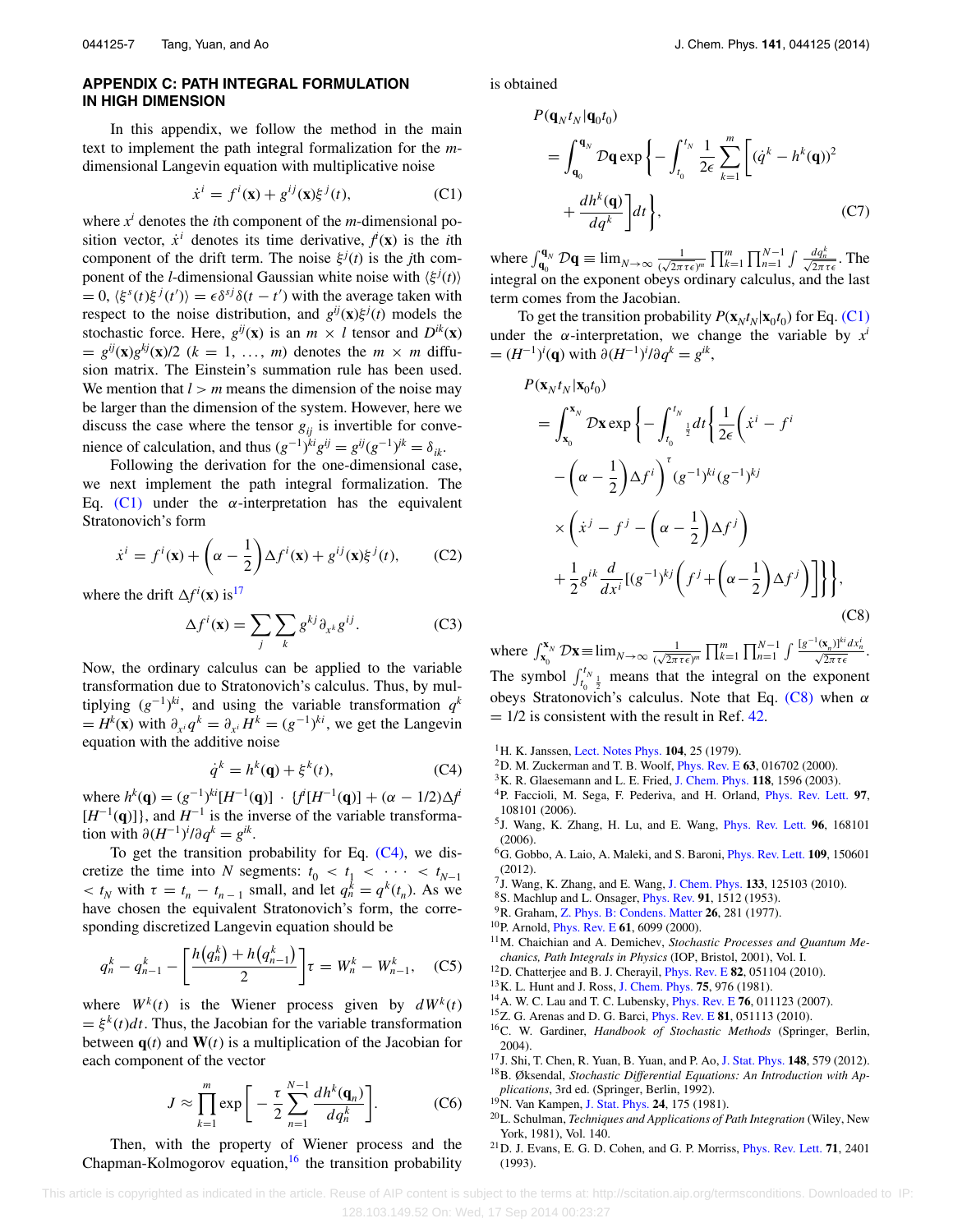## APPENDIX C: PATH INTEGRAL FORMULATION IN HIGH DIMENSION

In this appendix, we follow the method in the main text to implement the path integral formalization for the $m$-dimensional Langevin equation with multiplicative noise

$$\dot{x}^i = f^i(\mathbf{x}) + g^{ij}(\mathbf{x})\xi^j(t), \tag{C1}$$

where $x^i$ denotes the $i$th component of the $m$-dimensional position vector, $\dot{x}^i$ denotes its time derivative, $f^i(\mathbf{x})$ is the $i$th component of the drift term. The noise $\xi^j(t)$ is the $j$th component of the $l$-dimensional Gaussian white noise with $\langle \xi^j(t)\rangle = 0$, $\langle \xi^s(t)\xi^j(t')\rangle = \epsilon\delta^{sj}\delta(t-t')$ with the average taken with respect to the noise distribution, and $g^{ij}(\mathbf{x})\xi^j(t)$ models the stochastic force. Here, $g^{ij}(\mathbf{x})$ is an $m \times l$ tensor and $D^{ik}(\mathbf{x}) = g^{ij}(\mathbf{x})g^{kj}(\mathbf{x})/2$ $(k = 1, \ldots, m)$ denotes the $m \times m$ diffusion matrix. The Einstein's summation rule has been used. We mention that $l > m$ means the dimension of the noise may be larger than the dimension of the system. However, here we discuss the case where the tensor $g_{ij}$ is invertible for convenience of calculation, and thus $(g^{-1})^{ki}g^{ij} = g^{ij}(g^{-1})^{jk} = \delta_{ik}$.

Following the derivation for the one-dimensional case, we next implement the path integral formalization. The Eq. (C1) under the $\alpha$-interpretation has the equivalent Stratonovich's form

$$\dot{x}^i = f^i(\mathbf{x}) + \left(\alpha - \frac{1}{2}\right)\Delta f^i(\mathbf{x}) + g^{ij}(\mathbf{x})\xi^j(t), \tag{C2}$$

where the drift $\Delta f^i(\mathbf{x})$ is[17]

$$\Delta f^i(\mathbf{x}) = \sum_j \sum_k g^{kj}\partial_{x^k} g^{ij}. \tag{C3}$$

Now, the ordinary calculus can be applied to the variable transformation due to Stratonovich's calculus. Thus, by multiplying $(g^{-1})^{ki}$, and using the variable transformation $q^k = H^k(\mathbf{x})$ with $\partial_{x^i} q^k = \partial_{x^i} H^k = (g^{-1})^{ki}$, we get the Langevin equation with the additive noise

$$\dot{q}^k = h^k(\mathbf{q}) + \xi^k(t), \tag{C4}$$

where $h^k(\mathbf{q}) = (g^{-1})^{ki}[H^{-1}(\mathbf{q})] \cdot \{f^i[H^{-1}(\mathbf{q})] + (\alpha - 1/2)\Delta f^i[H^{-1}(\mathbf{q})]\}$, and $H^{-1}$ is the inverse of the variable transformation with $\partial(H^{-1})^i/\partial q^k = g^{ik}$.

To get the transition probability for Eq. (C4), we discretize the time into $N$ segments: $t_0 < t_1 < \cdots < t_{N-1} < t_N$ with $\tau = t_n - t_{n-1}$ small, and let $q_n^k = q^k(t_n)$. As we have chosen the equivalent Stratonovich's form, the corresponding discretized Langevin equation should be

$$q_n^k - q_{n-1}^k - \left[\frac{h(q_n^k) + h(q_{n-1}^k)}{2}\right]\tau = W_n^k - W_{n-1}^k, \tag{C5}$$

where $W^k(t)$ is the Wiener process given by $dW^k(t) = \xi^k(t)dt$. Thus, the Jacobian for the variable transformation between $\mathbf{q}(t)$ and $\mathbf{W}(t)$ is a multiplication of the Jacobian for each component of the vector

$$J \approx \prod_{k=1}^{m} \exp\left[-\frac{\tau}{2}\sum_{n=1}^{N-1}\frac{dh^k(\mathbf{q}_n)}{dq_n^k}\right]. \tag{C6}$$

Then, with the property of Wiener process and the Chapman-Kolmogorov equation,[16] the transition probability is obtained

$$P(\mathbf{q}_N t_N|\mathbf{q}_0 t_0) = \int_{\mathbf{q}_0}^{\mathbf{q}_N}\mathcal{D}\mathbf{q}\exp\left\{-\int_{t_0}^{t_N}\frac{1}{2\epsilon}\sum_{k=1}^{m}\left[(\dot{q}^k - h^k(\mathbf{q}))^2 + \frac{dh^k(\mathbf{q})}{dq^k}\right]dt\right\}, \tag{C7}$$

where $\int_{\mathbf{q}_0}^{\mathbf{q}_N}\mathcal{D}\mathbf{q} \equiv \lim_{N\to\infty}\frac{1}{(\sqrt{2\pi\tau\epsilon})^m}\prod_{k=1}^{m}\prod_{n=1}^{N-1}\int\frac{dq_n^k}{\sqrt{2\pi\tau\epsilon}}$. The integral on the exponent obeys ordinary calculus, and the last term comes from the Jacobian.

To get the transition probability $P(\mathbf{x}_N t_N|\mathbf{x}_0 t_0)$ for Eq. (C1) under the $\alpha$-interpretation, we change the variable by $x^i = (H^{-1})^i(\mathbf{q})$ with $\partial(H^{-1})^i/\partial q^k = g^{ik}$,

$$\begin{aligned}
P(\mathbf{x}_N t_N|\mathbf{x}_0 t_0) &= \int_{\mathbf{x}_0}^{\mathbf{x}_N}\mathcal{D}\mathbf{x}\exp\Bigg\{-\int_{t_0}^{t_N}{}_{\frac{1}{2}}dt\Bigg\{\frac{1}{2\epsilon}\left(\dot{x}^i - f^i - \left(\alpha - \frac{1}{2}\right)\Delta f^i\right)^{\tau}(g^{-1})^{ki}(g^{-1})^{kj} \\
&\quad \times \left(\dot{x}^j - f^j - \left(\alpha - \frac{1}{2}\right)\Delta f^j\right) + \frac{1}{2}g^{ik}\frac{d}{dx^i}\left[(g^{-1})^{kj}\left(f^j + \left(\alpha - \frac{1}{2}\right)\Delta f^j\right)\right]\Bigg\}\Bigg\},
\end{aligned} \tag{C8}$$

where $\int_{\mathbf{x}_0}^{\mathbf{x}_N}\mathcal{D}\mathbf{x} \equiv \lim_{N\to\infty}\frac{1}{(\sqrt{2\pi\tau\epsilon})^m}\prod_{k=1}^{m}\prod_{n=1}^{N-1}\int\frac{[g^{-1}(\mathbf{x}_n)]^{ki}dx_n^i}{\sqrt{2\pi\tau\epsilon}}$. The symbol $\int_{t_0}^{t_N}{}_{\frac{1}{2}}$ means that the integral on the exponent obeys Stratonovich's calculus. Note that Eq. (C8) when $\alpha = 1/2$ is consistent with the result in Ref. 42.

[1] H. K. Janssen, Lect. Notes Phys. **104**, 25 (1979).
[2] D. M. Zuckerman and T. B. Woolf, Phys. Rev. E **63**, 016702 (2000).
[3] K. R. Glaesemann and L. E. Fried, J. Chem. Phys. **118**, 1596 (2003).
[4] P. Faccioli, M. Sega, F. Pederiva, and H. Orland, Phys. Rev. Lett. **97**, 108101 (2006).
[5] J. Wang, K. Zhang, H. Lu, and E. Wang, Phys. Rev. Lett. **96**, 168101 (2006).
[6] G. Gobbo, A. Laio, A. Maleki, and S. Baroni, Phys. Rev. Lett. **109**, 150601 (2012).
[7] J. Wang, K. Zhang, and E. Wang, J. Chem. Phys. **133**, 125103 (2010).
[8] S. Machlup and L. Onsager, Phys. Rev. **91**, 1512 (1953).
[9] R. Graham, Z. Phys. B: Condens. Matter **26**, 281 (1977).
[10] P. Arnold, Phys. Rev. E **61**, 6099 (2000).
[11] M. Chaichian and A. Demichev, *Stochastic Processes and Quantum Mechanics, Path Integrals in Physics* (IOP, Bristol, 2001), Vol. I.
[12] D. Chatterjee and B. J. Cherayil, Phys. Rev. E **82**, 051104 (2010).
[13] K. L. Hunt and J. Ross, J. Chem. Phys. **75**, 976 (1981).
[14] A. W. C. Lau and T. C. Lubensky, Phys. Rev. E **76**, 011123 (2007).
[15] Z. G. Arenas and D. G. Barci, Phys. Rev. E **81**, 051113 (2010).
[16] C. W. Gardiner, *Handbook of Stochastic Methods* (Springer, Berlin, 2004).
[17] J. Shi, T. Chen, R. Yuan, B. Yuan, and P. Ao, J. Stat. Phys. **148**, 579 (2012).
[18] B. Øksendal, *Stochastic Differential Equations: An Introduction with Applications*, 3rd ed. (Springer, Berlin, 1992).
[19] N. Van Kampen, J. Stat. Phys. **24**, 175 (1981).
[20] L. Schulman, *Techniques and Applications of Path Integration* (Wiley, New York, 1981), Vol. 140.
[21] D. J. Evans, E. G. D. Cohen, and G. P. Morriss, Phys. Rev. Lett. **71**, 2401 (1993).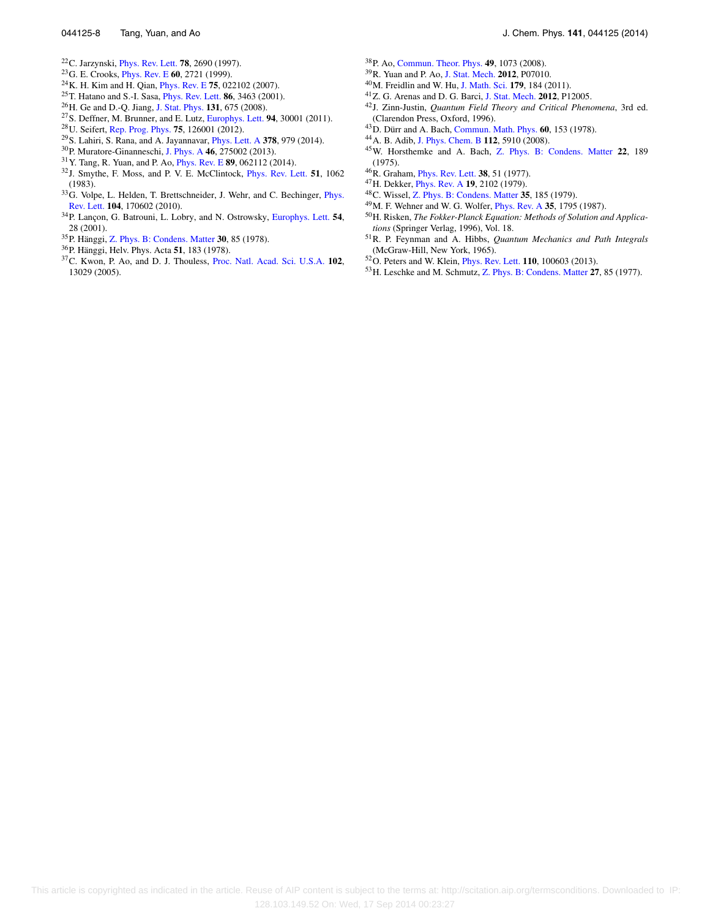[22] C. Jarzynski, Phys. Rev. Lett. **78**, 2690 (1997).
[23] G. E. Crooks, Phys. Rev. E **60**, 2721 (1999).
[24] K. H. Kim and H. Qian, Phys. Rev. E **75**, 022102 (2007).
[25] T. Hatano and S.-I. Sasa, Phys. Rev. Lett. **86**, 3463 (2001).
[26] H. Ge and D.-Q. Jiang, J. Stat. Phys. **131**, 675 (2008).
[27] S. Deffner, M. Brunner, and E. Lutz, Europhys. Lett. **94**, 30001 (2011).
[28] U. Seifert, Rep. Prog. Phys. **75**, 126001 (2012).
[29] S. Lahiri, S. Rana, and A. Jayannavar, Phys. Lett. A **378**, 979 (2014).
[30] P. Muratore-Ginanneschi, J. Phys. A **46**, 275002 (2013).
[31] Y. Tang, R. Yuan, and P. Ao, Phys. Rev. E **89**, 062112 (2014).
[32] J. Smythe, F. Moss, and P. V. E. McClintock, Phys. Rev. Lett. **51**, 1062 (1983).
[33] G. Volpe, L. Helden, T. Brettschneider, J. Wehr, and C. Bechinger, Phys. Rev. Lett. **104**, 170602 (2010).
[34] P. Lançon, G. Batrouni, L. Lobry, and N. Ostrowsky, Europhys. Lett. **54**, 28 (2001).
[35] P. Hänggi, Z. Phys. B: Condens. Matter **30**, 85 (1978).
[36] P. Hänggi, Helv. Phys. Acta **51**, 183 (1978).
[37] C. Kwon, P. Ao, and D. J. Thouless, Proc. Natl. Acad. Sci. U.S.A. **102**, 13029 (2005).
[38] P. Ao, Commun. Theor. Phys. **49**, 1073 (2008).
[39] R. Yuan and P. Ao, J. Stat. Mech. **2012**, P07010.
[40] M. Freidlin and W. Hu, J. Math. Sci. **179**, 184 (2011).
[41] Z. G. Arenas and D. G. Barci, J. Stat. Mech. **2012**, P12005.
[42] J. Zinn-Justin, *Quantum Field Theory and Critical Phenomena*, 3rd ed. (Clarendon Press, Oxford, 1996).
[43] D. Dürr and A. Bach, Commun. Math. Phys. **60**, 153 (1978).
[44] A. B. Adib, J. Phys. Chem. B **112**, 5910 (2008).
[45] W. Horsthemke and A. Bach, Z. Phys. B: Condens. Matter **22**, 189 (1975).
[46] R. Graham, Phys. Rev. Lett. **38**, 51 (1977).
[47] H. Dekker, Phys. Rev. A **19**, 2102 (1979).
[48] C. Wissel, Z. Phys. B: Condens. Matter **35**, 185 (1979).
[49] M. F. Wehner and W. G. Wolfer, Phys. Rev. A **35**, 1795 (1987).
[50] H. Risken, *The Fokker-Planck Equation: Methods of Solution and Applications* (Springer Verlag, 1996), Vol. 18.
[51] R. P. Feynman and A. Hibbs, *Quantum Mechanics and Path Integrals* (McGraw-Hill, New York, 1965).
[52] O. Peters and W. Klein, Phys. Rev. Lett. **110**, 100603 (2013).
[53] H. Leschke and M. Schmutz, Z. Phys. B: Condens. Matter **27**, 85 (1977).